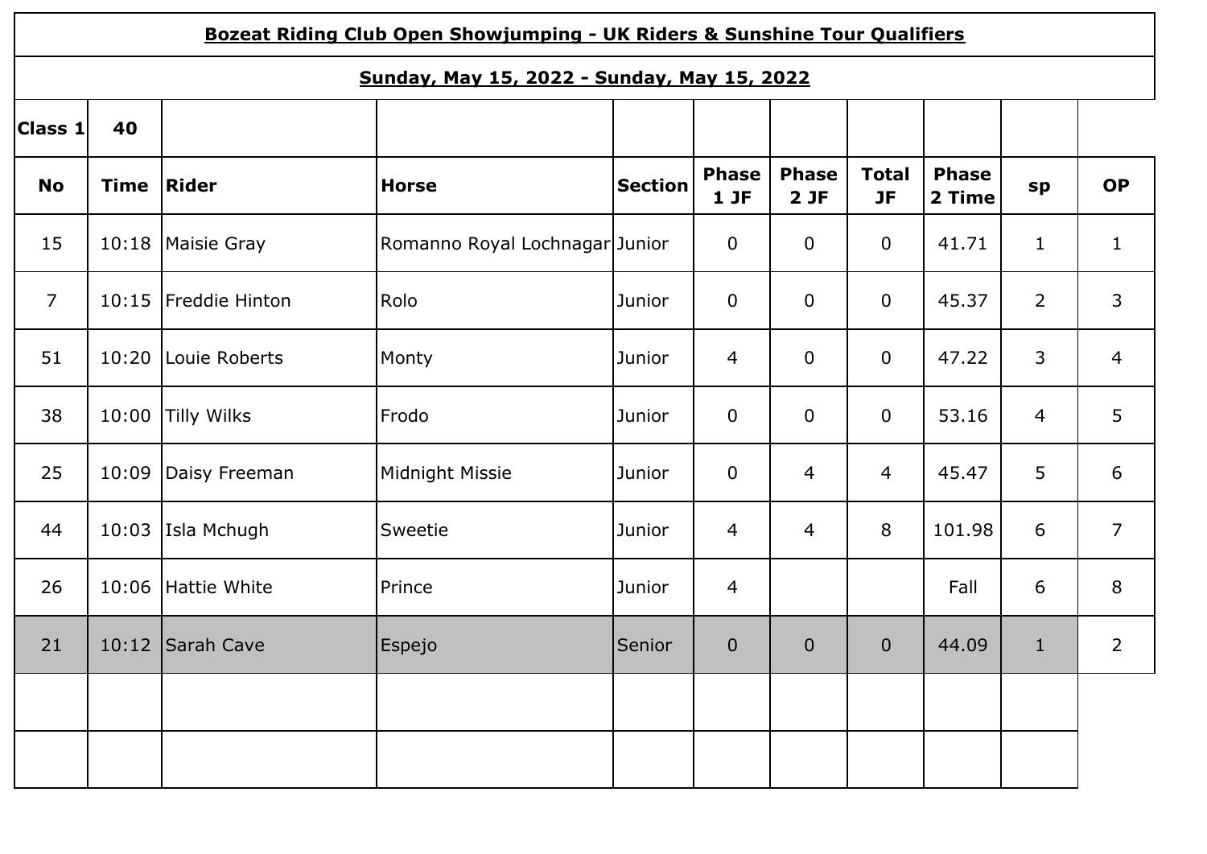**Bozeat Riding Club Open Showjumping - UK Riders & Sunshine Tour Qualifiers**

**Sunday, May 15, 2022 - Sunday, May 15, 2022**

| Class 1 | 40 | | | | | | | | | |
|---|---|---|---|---|---|---|---|---|---|---|
| **No** | **Time** | **Rider** | **Horse** | **Section** | **Phase 1 JF** | **Phase 2 JF** | **Total JF** | **Phase 2 Time** | **sp** | **OP** |
| 15 | 10:18 | Maisie Gray | Romanno Royal Lochnagar | Junior | 0 | 0 | 0 | 41.71 | 1 | 1 |
| 7 | 10:15 | Freddie Hinton | Rolo | Junior | 0 | 0 | 0 | 45.37 | 2 | 3 |
| 51 | 10:20 | Louie Roberts | Monty | Junior | 4 | 0 | 0 | 47.22 | 3 | 4 |
| 38 | 10:00 | Tilly Wilks | Frodo | Junior | 0 | 0 | 0 | 53.16 | 4 | 5 |
| 25 | 10:09 | Daisy Freeman | Midnight Missie | Junior | 0 | 4 | 4 | 45.47 | 5 | 6 |
| 44 | 10:03 | Isla Mchugh | Sweetie | Junior | 4 | 4 | 8 | 101.98 | 6 | 7 |
| 26 | 10:06 | Hattie White | Prince | Junior | 4 | | | Fall | 6 | 8 |
| 21 | 10:12 | Sarah Cave | Espejo | Senior | 0 | 0 | 0 | 44.09 | 1 | 2 |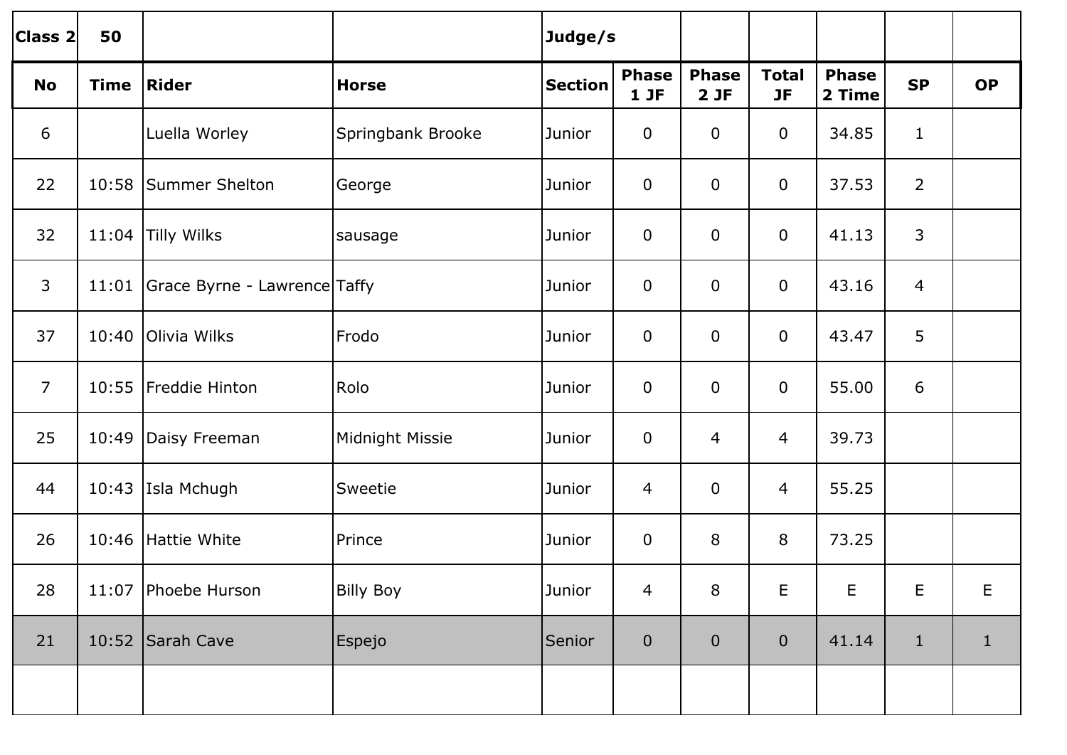| Class 2 | 50 | | | Judge/s | | | | | | |
|---|---|---|---|---|---|---|---|---|---|---|
| **No** | **Time** | **Rider** | **Horse** | **Section** | **Phase 1 JF** | **Phase 2 JF** | **Total JF** | **Phase 2 Time** | **SP** | **OP** |
| 6 | | Luella Worley | Springbank Brooke | Junior | 0 | 0 | 0 | 34.85 | 1 | |
| 22 | 10:58 | Summer Shelton | George | Junior | 0 | 0 | 0 | 37.53 | 2 | |
| 32 | 11:04 | Tilly Wilks | sausage | Junior | 0 | 0 | 0 | 41.13 | 3 | |
| 3 | 11:01 | Grace Byrne - Lawrence | Taffy | Junior | 0 | 0 | 0 | 43.16 | 4 | |
| 37 | 10:40 | Olivia Wilks | Frodo | Junior | 0 | 0 | 0 | 43.47 | 5 | |
| 7 | 10:55 | Freddie Hinton | Rolo | Junior | 0 | 0 | 0 | 55.00 | 6 | |
| 25 | 10:49 | Daisy Freeman | Midnight Missie | Junior | 0 | 4 | 4 | 39.73 | | |
| 44 | 10:43 | Isla Mchugh | Sweetie | Junior | 4 | 0 | 4 | 55.25 | | |
| 26 | 10:46 | Hattie White | Prince | Junior | 0 | 8 | 8 | 73.25 | | |
| 28 | 11:07 | Phoebe Hurson | Billy Boy | Junior | 4 | 8 | E | E | E | E |
| 21 | 10:52 | Sarah Cave | Espejo | Senior | 0 | 0 | 0 | 41.14 | 1 | 1 |
| | | | | | | | | | | |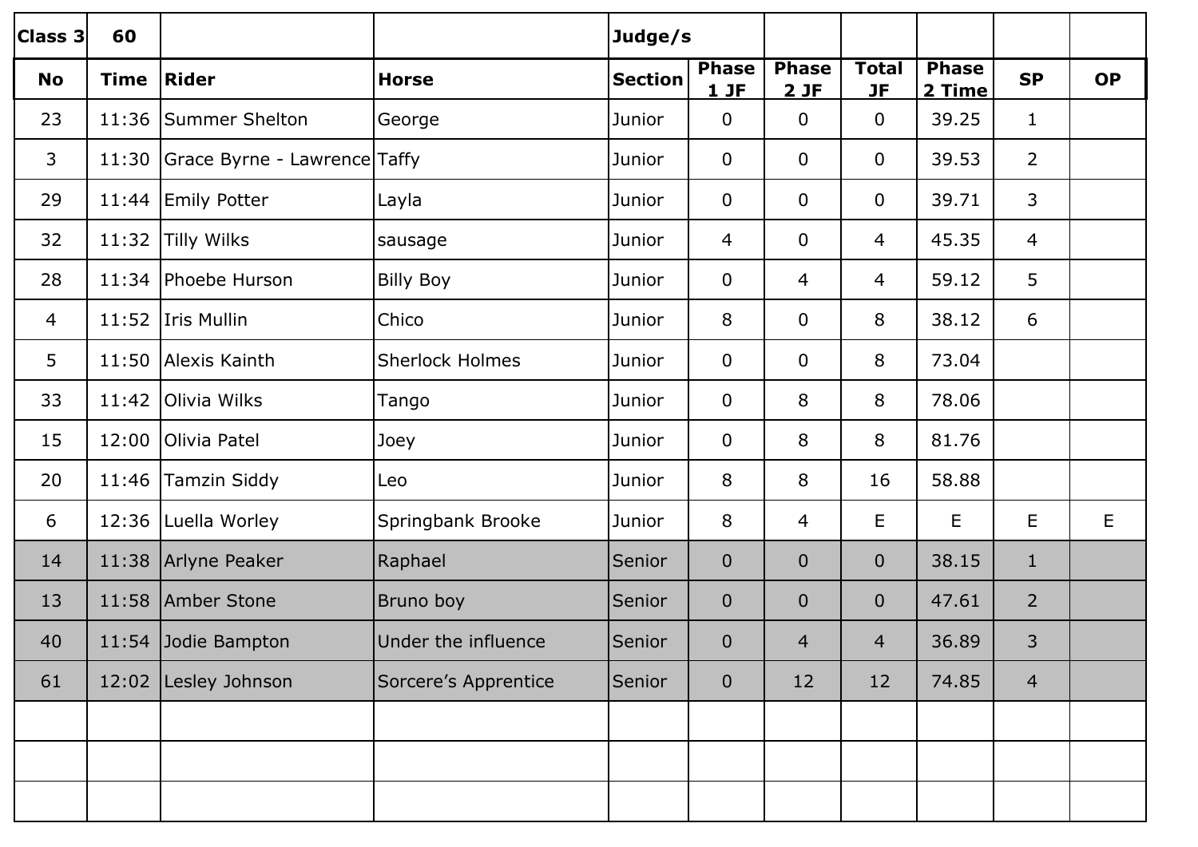| Class 3 | 60 | | | Judge/s | | | | | | |
|---|---|---|---|---|---|---|---|---|---|---|
| **No** | **Time** | **Rider** | **Horse** | **Section** | **Phase 1 JF** | **Phase 2 JF** | **Total JF** | **Phase 2 Time** | **SP** | **OP** |
| 23 | 11:36 | Summer Shelton | George | Junior | 0 | 0 | 0 | 39.25 | 1 | |
| 3 | 11:30 | Grace Byrne - Lawrence | Taffy | Junior | 0 | 0 | 0 | 39.53 | 2 | |
| 29 | 11:44 | Emily Potter | Layla | Junior | 0 | 0 | 0 | 39.71 | 3 | |
| 32 | 11:32 | Tilly Wilks | sausage | Junior | 4 | 0 | 4 | 45.35 | 4 | |
| 28 | 11:34 | Phoebe Hurson | Billy Boy | Junior | 0 | 4 | 4 | 59.12 | 5 | |
| 4 | 11:52 | Iris Mullin | Chico | Junior | 8 | 0 | 8 | 38.12 | 6 | |
| 5 | 11:50 | Alexis Kainth | Sherlock Holmes | Junior | 0 | 0 | 8 | 73.04 | | |
| 33 | 11:42 | Olivia Wilks | Tango | Junior | 0 | 8 | 8 | 78.06 | | |
| 15 | 12:00 | Olivia Patel | Joey | Junior | 0 | 8 | 8 | 81.76 | | |
| 20 | 11:46 | Tamzin Siddy | Leo | Junior | 8 | 8 | 16 | 58.88 | | |
| 6 | 12:36 | Luella Worley | Springbank Brooke | Junior | 8 | 4 | E | E | E | E |
| 14 | 11:38 | Arlyne Peaker | Raphael | Senior | 0 | 0 | 0 | 38.15 | 1 | |
| 13 | 11:58 | Amber Stone | Bruno boy | Senior | 0 | 0 | 0 | 47.61 | 2 | |
| 40 | 11:54 | Jodie Bampton | Under the influence | Senior | 0 | 4 | 4 | 36.89 | 3 | |
| 61 | 12:02 | Lesley Johnson | Sorcere's Apprentice | Senior | 0 | 12 | 12 | 74.85 | 4 | |
| | | | | | | | | | | |
| | | | | | | | | | | |
| | | | | | | | | | | |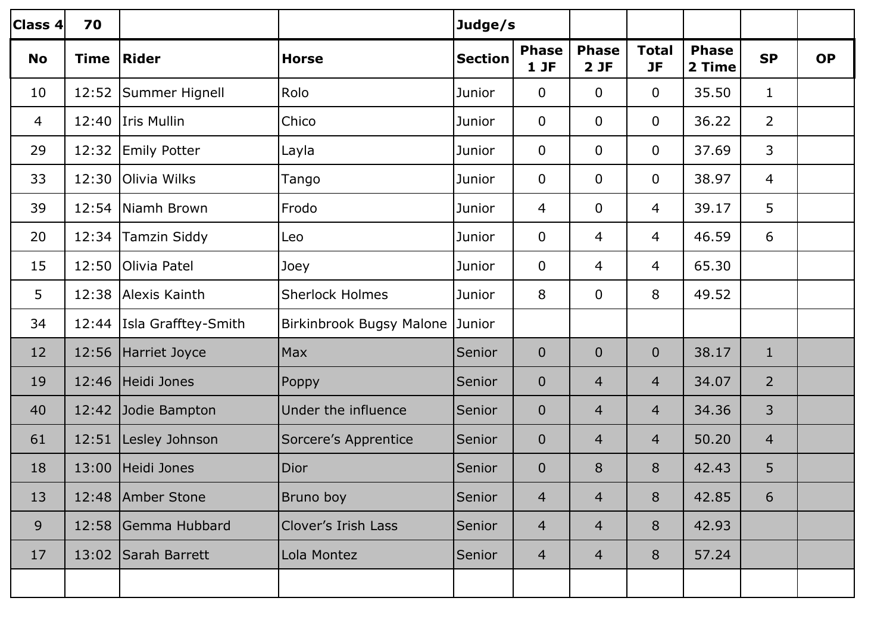| Class 4 | 70 | | | Judge/s | | | | | | |
|---|---|---|---|---|---|---|---|---|---|---|
| **No** | **Time** | **Rider** | **Horse** | **Section** | **Phase 1 JF** | **Phase 2 JF** | **Total JF** | **Phase 2 Time** | **SP** | **OP** |
| 10 | 12:52 | Summer Hignell | Rolo | Junior | 0 | 0 | 0 | 35.50 | 1 | |
| 4 | 12:40 | Iris Mullin | Chico | Junior | 0 | 0 | 0 | 36.22 | 2 | |
| 29 | 12:32 | Emily Potter | Layla | Junior | 0 | 0 | 0 | 37.69 | 3 | |
| 33 | 12:30 | Olivia Wilks | Tango | Junior | 0 | 0 | 0 | 38.97 | 4 | |
| 39 | 12:54 | Niamh Brown | Frodo | Junior | 4 | 0 | 4 | 39.17 | 5 | |
| 20 | 12:34 | Tamzin Siddy | Leo | Junior | 0 | 4 | 4 | 46.59 | 6 | |
| 15 | 12:50 | Olivia Patel | Joey | Junior | 0 | 4 | 4 | 65.30 | | |
| 5 | 12:38 | Alexis Kainth | Sherlock Holmes | Junior | 8 | 0 | 8 | 49.52 | | |
| 34 | 12:44 | Isla Grafftey-Smith | Birkinbrook Bugsy Malone | Junior | | | | | | |
| 12 | 12:56 | Harriet Joyce | Max | Senior | 0 | 0 | 0 | 38.17 | 1 | |
| 19 | 12:46 | Heidi Jones | Poppy | Senior | 0 | 4 | 4 | 34.07 | 2 | |
| 40 | 12:42 | Jodie Bampton | Under the influence | Senior | 0 | 4 | 4 | 34.36 | 3 | |
| 61 | 12:51 | Lesley Johnson | Sorcere's Apprentice | Senior | 0 | 4 | 4 | 50.20 | 4 | |
| 18 | 13:00 | Heidi Jones | Dior | Senior | 0 | 8 | 8 | 42.43 | 5 | |
| 13 | 12:48 | Amber Stone | Bruno boy | Senior | 4 | 4 | 8 | 42.85 | 6 | |
| 9 | 12:58 | Gemma Hubbard | Clover's Irish Lass | Senior | 4 | 4 | 8 | 42.93 | | |
| 17 | 13:02 | Sarah Barrett | Lola Montez | Senior | 4 | 4 | 8 | 57.24 | | |
| | | | | | | | | | | |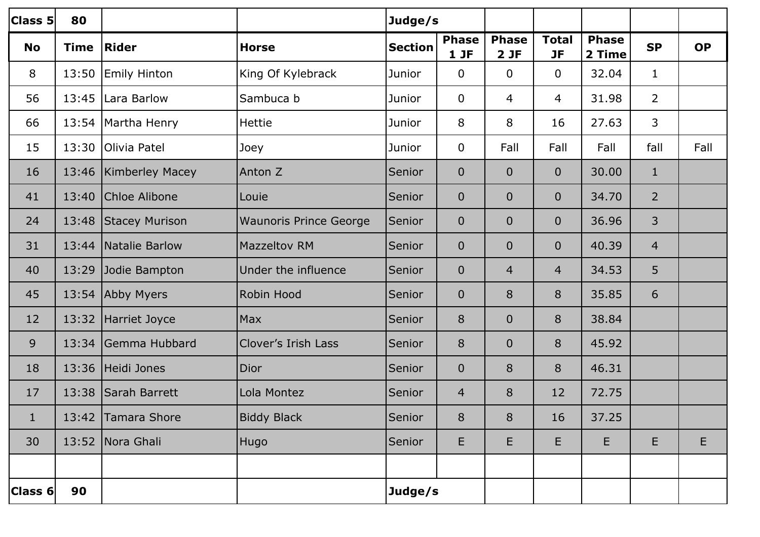| Class 5 | 80 | | | Judge/s | | | | | | |
|---|---|---|---|---|---|---|---|---|---|---|
| **No** | **Time** | **Rider** | **Horse** | **Section** | **Phase 1 JF** | **Phase 2 JF** | **Total JF** | **Phase 2 Time** | **SP** | **OP** |
| 8 | 13:50 | Emily Hinton | King Of Kylebrack | Junior | 0 | 0 | 0 | 32.04 | 1 | |
| 56 | 13:45 | Lara Barlow | Sambuca b | Junior | 0 | 4 | 4 | 31.98 | 2 | |
| 66 | 13:54 | Martha Henry | Hettie | Junior | 8 | 8 | 16 | 27.63 | 3 | |
| 15 | 13:30 | Olivia Patel | Joey | Junior | 0 | Fall | Fall | Fall | fall | Fall |
| 16 | 13:46 | Kimberley Macey | Anton Z | Senior | 0 | 0 | 0 | 30.00 | 1 | |
| 41 | 13:40 | Chloe Alibone | Louie | Senior | 0 | 0 | 0 | 34.70 | 2 | |
| 24 | 13:48 | Stacey Murison | Waunoris Prince George | Senior | 0 | 0 | 0 | 36.96 | 3 | |
| 31 | 13:44 | Natalie Barlow | Mazzeltov RM | Senior | 0 | 0 | 0 | 40.39 | 4 | |
| 40 | 13:29 | Jodie Bampton | Under the influence | Senior | 0 | 4 | 4 | 34.53 | 5 | |
| 45 | 13:54 | Abby Myers | Robin Hood | Senior | 0 | 8 | 8 | 35.85 | 6 | |
| 12 | 13:32 | Harriet Joyce | Max | Senior | 8 | 0 | 8 | 38.84 | | |
| 9 | 13:34 | Gemma Hubbard | Clover’s Irish Lass | Senior | 8 | 0 | 8 | 45.92 | | |
| 18 | 13:36 | Heidi Jones | Dior | Senior | 0 | 8 | 8 | 46.31 | | |
| 17 | 13:38 | Sarah Barrett | Lola Montez | Senior | 4 | 8 | 12 | 72.75 | | |
| 1 | 13:42 | Tamara Shore | Biddy Black | Senior | 8 | 8 | 16 | 37.25 | | |
| 30 | 13:52 | Nora Ghali | Hugo | Senior | E | E | E | E | E | E |
| | | | | | | | | | | |
| **Class 6** | **90** | | | **Judge/s** | | | | | | |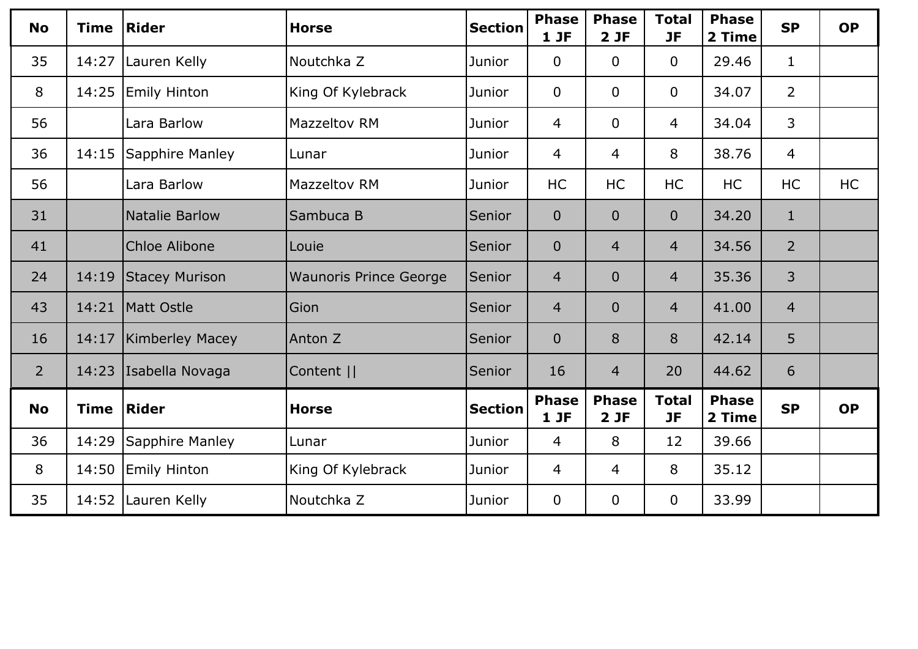| No | Time | Rider | Horse | Section | Phase 1 JF | Phase 2 JF | Total JF | Phase 2 Time | SP | OP |
|---|---|---|---|---|---|---|---|---|---|---|
| 35 | 14:27 | Lauren Kelly | Noutchka Z | Junior | 0 | 0 | 0 | 29.46 | 1 | |
| 8 | 14:25 | Emily Hinton | King Of Kylebrack | Junior | 0 | 0 | 0 | 34.07 | 2 | |
| 56 | | Lara Barlow | Mazzeltov RM | Junior | 4 | 0 | 4 | 34.04 | 3 | |
| 36 | 14:15 | Sapphire Manley | Lunar | Junior | 4 | 4 | 8 | 38.76 | 4 | |
| 56 | | Lara Barlow | Mazzeltov RM | Junior | HC | HC | HC | HC | HC | HC |
| 31 | | Natalie Barlow | Sambuca B | Senior | 0 | 0 | 0 | 34.20 | 1 | |
| 41 | | Chloe Alibone | Louie | Senior | 0 | 4 | 4 | 34.56 | 2 | |
| 24 | 14:19 | Stacey Murison | Waunoris Prince George | Senior | 4 | 0 | 4 | 35.36 | 3 | |
| 43 | 14:21 | Matt Ostle | Gion | Senior | 4 | 0 | 4 | 41.00 | 4 | |
| 16 | 14:17 | Kimberley Macey | Anton Z | Senior | 0 | 8 | 8 | 42.14 | 5 | |
| 2 | 14:23 | Isabella Novaga | Content \|\| | Senior | 16 | 4 | 20 | 44.62 | 6 | |

| No | Time | Rider | Horse | Section | Phase 1 JF | Phase 2 JF | Total JF | Phase 2 Time | SP | OP |
|---|---|---|---|---|---|---|---|---|---|---|
| 36 | 14:29 | Sapphire Manley | Lunar | Junior | 4 | 8 | 12 | 39.66 | | |
| 8 | 14:50 | Emily Hinton | King Of Kylebrack | Junior | 4 | 4 | 8 | 35.12 | | |
| 35 | 14:52 | Lauren Kelly | Noutchka Z | Junior | 0 | 0 | 0 | 33.99 | | |